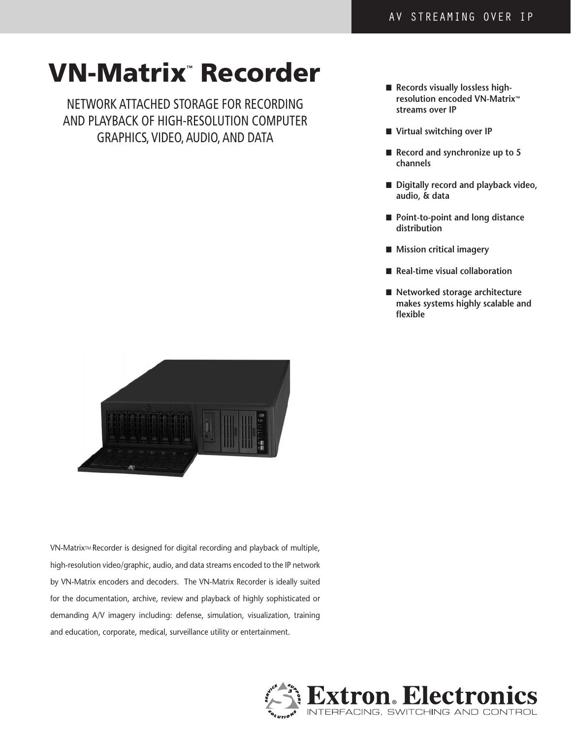AV STREAMING OVER IP

# VN-Matrix™ Recorder

## NETWORK ATTACHED STORAGE FOR RECORDING AND PLAYBACK OF HIGH-RESOLUTION COMPUTER GRAPHICS, VIDEO, AUDIO, AND DATA

- **Records visually lossless high-resolution encoded VN-Matrix™ streams over IP**
- **Virtual switching over IP**
- **Record and synchronize up to 5 channels**
- **Digitally record and playback video, audio, & data**
- **Point-to-point and long distance distribution**
- **Mission critical imagery**
- **Real-time visual collaboration**
- **Networked storage architecture makes systems highly scalable and flexible**

VN-Matrix™ Recorder is designed for digital recording and playback of multiple, high-resolution video/graphic, audio, and data streams encoded to the IP network by VN-Matrix encoders and decoders. The VN-Matrix Recorder is ideally suited for the documentation, archive, review and playback of highly sophisticated or demanding A/V imagery including: defense, simulation, visualization, training and education, corporate, medical, surveillance utility or entertainment.

Extron® Electronics
INTERFACING, SWITCHING AND CONTROL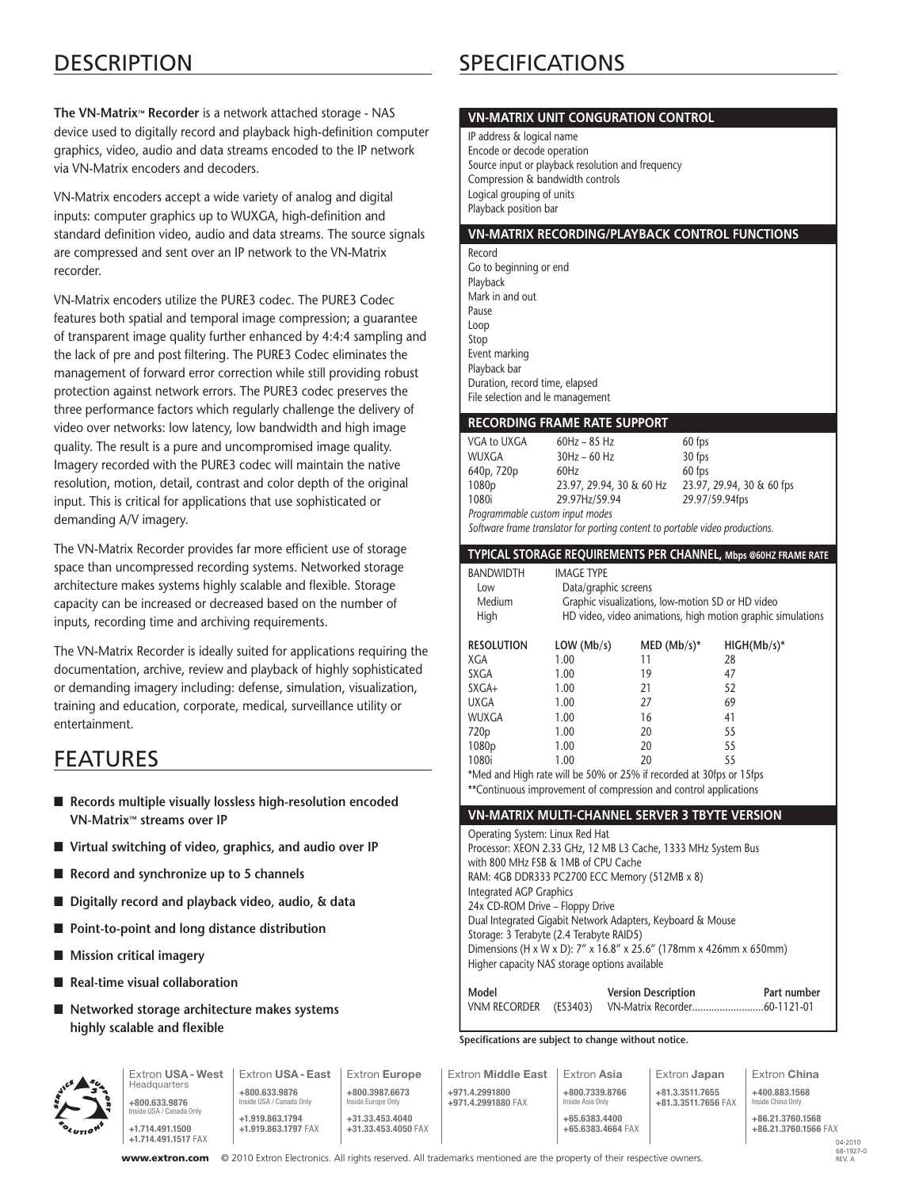## DESCRIPTION

**The VN-Matrix™ Recorder** is a network attached storage - NAS device used to digitally record and playback high-definition computer graphics, video, audio and data streams encoded to the IP network via VN-Matrix encoders and decoders.

VN-Matrix encoders accept a wide variety of analog and digital inputs: computer graphics up to WUXGA, high-definition and standard definition video, audio and data streams. The source signals are compressed and sent over an IP network to the VN-Matrix recorder.

VN-Matrix encoders utilize the PURE3 codec. The PURE3 Codec features both spatial and temporal image compression; a guarantee of transparent image quality further enhanced by 4:4:4 sampling and the lack of pre and post filtering. The PURE3 Codec eliminates the management of forward error correction while still providing robust protection against network errors. The PURE3 codec preserves the three performance factors which regularly challenge the delivery of video over networks: low latency, low bandwidth and high image quality. The result is a pure and uncompromised image quality. Imagery recorded with the PURE3 codec will maintain the native resolution, motion, detail, contrast and color depth of the original input. This is critical for applications that use sophisticated or demanding A/V imagery.

The VN-Matrix Recorder provides far more efficient use of storage space than uncompressed recording systems. Networked storage architecture makes systems highly scalable and flexible. Storage capacity can be increased or decreased based on the number of inputs, recording time and archiving requirements.

The VN-Matrix Recorder is ideally suited for applications requiring the documentation, archive, review and playback of highly sophisticated or demanding imagery including: defense, simulation, visualization, training and education, corporate, medical, surveillance utility or entertainment.

## FEATURES

- **Records multiple visually lossless high-resolution encoded VN-Matrix™ streams over IP**
- **Virtual switching of video, graphics, and audio over IP**
- **Record and synchronize up to 5 channels**
- **Digitally record and playback video, audio, & data**
- **Point-to-point and long distance distribution**
- **Mission critical imagery**
- **Real-time visual collaboration**
- **Networked storage architecture makes systems highly scalable and flexible**

## SPECIFICATIONS

### VN-MATRIX UNIT CONGURATION CONTROL

IP address & logical name
Encode or decode operation
Source input or playback resolution and frequency
Compression & bandwidth controls
Logical grouping of units
Playback position bar

### VN-MATRIX RECORDING/PLAYBACK CONTROL FUNCTIONS

Record
Go to beginning or end
Playback
Mark in and out
Pause
Loop
Stop
Event marking
Playback bar
Duration, record time, elapsed
File selection and le management

### RECORDING FRAME RATE SUPPORT

| | | |
|---|---|---|
| VGA to UXGA | 60Hz – 85 Hz | 60 fps |
| WUXGA | 30Hz – 60 Hz | 30 fps |
| 640p, 720p | 60Hz | 60 fps |
| 1080p | 23.97, 29.94, 30 & 60 Hz | 23.97, 29.94, 30 & 60 fps |
| 1080i | 29.97Hz/59.94 | 29.97/59.94fps |

*Programmable custom input modes*
*Software frame translator for porting content to portable video productions.*

### TYPICAL STORAGE REQUIREMENTS PER CHANNEL, Mbps @60HZ FRAME RATE

| BANDWIDTH | IMAGE TYPE |
|---|---|
| Low | Data/graphic screens |
| Medium | Graphic visualizations, low-motion SD or HD video |
| High | HD video, video animations, high motion graphic simulations |

| RESOLUTION | LOW (Mb/s) | MED (Mb/s)* | HIGH(Mb/s)* |
|---|---|---|---|
| XGA | 1.00 | 11 | 28 |
| SXGA | 1.00 | 19 | 47 |
| SXGA+ | 1.00 | 21 | 52 |
| UXGA | 1.00 | 27 | 69 |
| WUXGA | 1.00 | 16 | 41 |
| 720p | 1.00 | 20 | 55 |
| 1080p | 1.00 | 20 | 55 |
| 1080i | 1.00 | 20 | 55 |

*Med and High rate will be 50% or 25% if recorded at 30fps or 15fps
**Continuous improvement of compression and control applications

### VN-MATRIX MULTI-CHANNEL SERVER 3 TBYTE VERSION

Operating System: Linux Red Hat
Processor: XEON 2.33 GHz, 12 MB L3 Cache, 1333 MHz System Bus with 800 MHz FSB & 1MB of CPU Cache
RAM: 4GB DDR333 PC2700 ECC Memory (512MB x 8)
Integrated AGP Graphics
24x CD-ROM Drive – Floppy Drive
Dual Integrated Gigabit Network Adapters, Keyboard & Mouse
Storage: 3 Terabyte (2.4 Terabyte RAID5)
Dimensions (H x W x D): 7" x 16.8" x 25.6" (178mm x 426mm x 650mm)
Higher capacity NAS storage options available

| Model | | Version Description | Part number |
|---|---|---|---|
| VNM RECORDER | (ES3403) | VN-Matrix Recorder | 60-1121-01 |

**Specifications are subject to change without notice.**

| Extron USA - West Headquarters | Extron USA - East | Extron Europe | Extron Middle East | Extron Asia | Extron Japan | Extron China |
|---|---|---|---|---|---|---|
| +800.633.9876 Inside USA / Canada Only | +800.633.9876 Inside USA / Canada Only | +800.3987.6673 Inside Europe Only | +971.4.2991800 | +800.7339.8766 Inside Asia Only | +81.3.3511.7655 | +400.883.1568 Inside China Only |
| +1.714.491.1500 | +1.919.863.1794 | +31.33.453.4040 | +971.4.2991880 FAX | +65.6383.4400 | +81.3.3511.7656 FAX | +86.21.3760.1568 |
| +1.714.491.1517 FAX | +1.919.863.1797 FAX | +31.33.453.4050 FAX | | +65.6383.4664 FAX | | +86.21.3760.1566 FAX |

**www.extron.com** © 2010 Extron Electronics. All rights reserved. All trademarks mentioned are the property of their respective owners.

04-2010
68-1927-0
REV. A